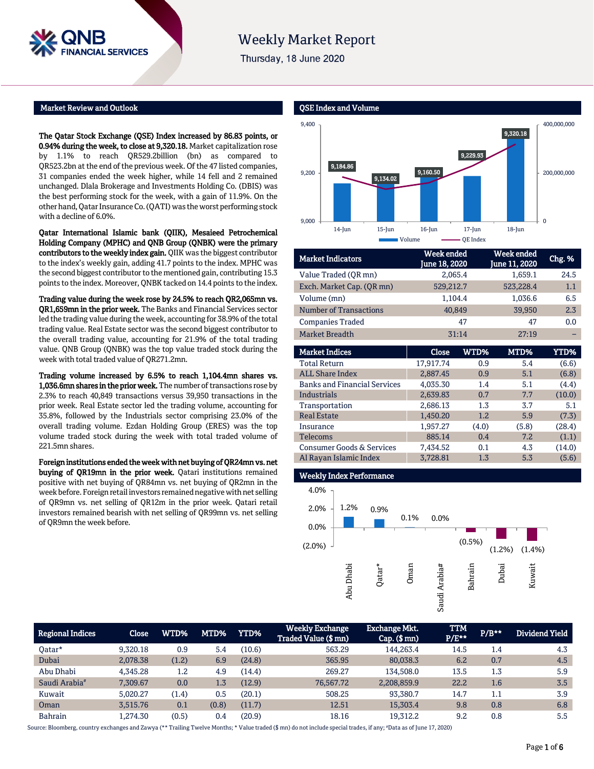# Weekly Market Report

Thursday, 18 June 2020

## Market Review and Outlook

**The Qatar Stock Exchange (QSE) Index increased by 86.83 points, or 0.94% during the week, to close at 9,320.18.** Market capitalization rose by 1.1% to reach QR529.2billion (bn) as compared to QR523.2bn at the end of the previous week. Of the 47 listed companies, 31 companies ended the week higher, while 14 fell and 2 remained unchanged. Dlala Brokerage and Investments Holding Co. (DBIS) was the best performing stock for the week, with a gain of 11.9%. On the other hand, Qatar Insurance Co. (QATI) was the worst performing stock with a decline of 6.0%.

**Qatar International Islamic bank (QIIK), Mesaieed Petrochemical Holding Company (MPHC) and QNB Group (QNBK) were the primary contributors to the weekly index gain.** QIIK was the biggest contributor to the index's weekly gain, adding 41.7 points to the index. MPHC was the second biggest contributor to the mentioned gain, contributing 15.3 points to the index. Moreover, QNBK tacked on 14.4 points to the index.

**Trading value during the week rose by 24.5% to reach QR2,065mn vs. QR1,659mn in the prior week.** The Banks and Financial Services sector led the trading value during the week, accounting for 38.9% of the total trading value. Real Estate sector was the second biggest contributor to the overall trading value, accounting for 21.9% of the total trading value. QNB Group (QNBK) was the top value traded stock during the week with total traded value of QR271.2mn.

**Trading volume increased by 6.5% to reach 1,104.4mn shares vs. 1,036.6mn shares in the prior week.** The number of transactions rose by 2.3% to reach 40,849 transactions versus 39,950 transactions in the prior week. Real Estate sector led the trading volume, accounting for 35.8%, followed by the Industrials sector comprising 23.0% of the overall trading volume. Ezdan Holding Group (ERES) was the top volume traded stock during the week with total traded volume of 221.5mn shares.

**Foreign institutions ended the week with net buying of QR24mn vs. net buying of QR19mn in the prior week.** Qatari institutions remained positive with net buying of QR84mn vs. net buying of QR2mn in the week before. Foreign retail investors remained negative with net selling of QR9mn vs. net selling of QR12m in the prior week. Qatari retail investors remained bearish with net selling of QR99mn vs. net selling of QR9mn the week before.

## QSE Index and Volume

| Date | QE Index |
|---|---|
| 14-Jun | 9,184.86 |
| 15-Jun | 9,134.02 |
| 16-Jun | 9,160.50 |
| 17-Jun | 9,229.93 |
| 18-Jun | 9,320.18 |

| Market Indicators | Week ended June 18, 2020 | Week ended June 11, 2020 | Chg. % |
|---|---|---|---|
| Value Traded (QR mn) | 2,065.4 | 1,659.1 | 24.5 |
| Exch. Market Cap. (QR mn) | 529,212.7 | 523,228.4 | 1.1 |
| Volume (mn) | 1,104.4 | 1,036.6 | 6.5 |
| Number of Transactions | 40,849 | 39,950 | 2.3 |
| Companies Traded | 47 | 47 | 0.0 |
| Market Breadth | 31:14 | 27:19 | – |

| Market Indices | Close | WTD% | MTD% | YTD% |
|---|---|---|---|---|
| Total Return | 17,917.74 | 0.9 | 5.4 | (6.6) |
| ALL Share Index | 2,887.45 | 0.9 | 5.1 | (6.8) |
| Banks and Financial Services | 4,035.30 | 1.4 | 5.1 | (4.4) |
| Industrials | 2,639.83 | 0.7 | 7.7 | (10.0) |
| Transportation | 2,686.13 | 1.3 | 3.7 | 5.1 |
| Real Estate | 1,450.20 | 1.2 | 5.9 | (7.3) |
| Insurance | 1,957.27 | (4.0) | (5.8) | (28.4) |
| Telecoms | 885.14 | 0.4 | 7.2 | (1.1) |
| Consumer Goods & Services | 7,434.52 | 0.1 | 4.3 | (14.0) |
| Al Rayan Islamic Index | 3,728.81 | 1.3 | 5.3 | (5.6) |

## Weekly Index Performance

| Abu Dhabi | Qatar* | Oman | Saudi Arabia# | Bahrain | Dubai | Kuwait |
|---|---|---|---|---|---|---|
| 1.2% | 0.9% | 0.1% | 0.0% | (0.5%) | (1.2%) | (1.4%) |

| Regional Indices | Close | WTD% | MTD% | YTD% | Weekly Exchange Traded Value ($ mn) | Exchange Mkt. Cap. ($ mn) | TTM P/E** | P/B** | Dividend Yield |
|---|---|---|---|---|---|---|---|---|---|
| Qatar* | 9,320.18 | 0.9 | 5.4 | (10.6) | 563.29 | 144,263.4 | 14.5 | 1.4 | 4.3 |
| Dubai | 2,078.38 | (1.2) | 6.9 | (24.8) | 365.95 | 80,038.3 | 6.2 | 0.7 | 4.5 |
| Abu Dhabi | 4,345.28 | 1.2 | 4.9 | (14.4) | 269.27 | 134,508.0 | 13.5 | 1.3 | 5.9 |
| Saudi Arabia# | 7,309.67 | 0.0 | 1.3 | (12.9) | 76,567.72 | 2,208,859.9 | 22.2 | 1.6 | 3.5 |
| Kuwait | 5,020.27 | (1.4) | 0.5 | (20.1) | 508.25 | 93,380.7 | 14.7 | 1.1 | 3.9 |
| Oman | 3,515.76 | 0.1 | (0.8) | (11.7) | 12.51 | 15,303.4 | 9.8 | 0.8 | 6.8 |
| Bahrain | 1,274.30 | (0.5) | 0.4 | (20.9) | 18.16 | 19,312.2 | 9.2 | 0.8 | 5.5 |

Source: Bloomberg, country exchanges and Zawya (** Trailing Twelve Months; * Value traded ($ mn) do not include special trades, if any; #Data as of June 17, 2020)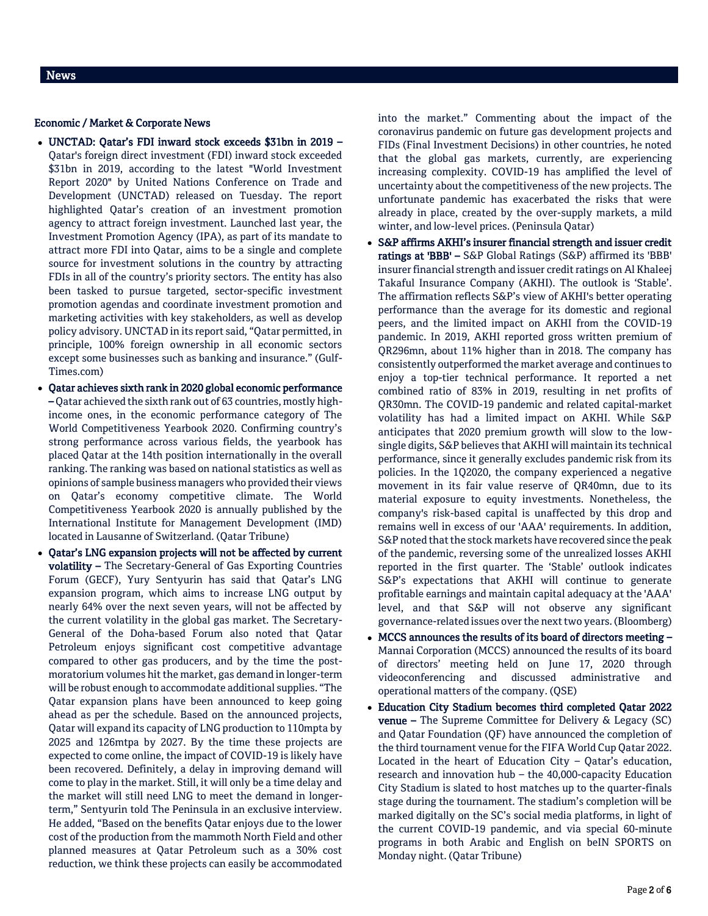## News

### Economic / Market & Corporate News

- **UNCTAD: Qatar's FDI inward stock exceeds $31bn in 2019 –** Qatar's foreign direct investment (FDI) inward stock exceeded $31bn in 2019, according to the latest "World Investment Report 2020" by United Nations Conference on Trade and Development (UNCTAD) released on Tuesday. The report highlighted Qatar's creation of an investment promotion agency to attract foreign investment. Launched last year, the Investment Promotion Agency (IPA), as part of its mandate to attract more FDI into Qatar, aims to be a single and complete source for investment solutions in the country by attracting FDIs in all of the country's priority sectors. The entity has also been tasked to pursue targeted, sector-specific investment promotion agendas and coordinate investment promotion and marketing activities with key stakeholders, as well as develop policy advisory. UNCTAD in its report said, "Qatar permitted, in principle, 100% foreign ownership in all economic sectors except some businesses such as banking and insurance." (Gulf-Times.com)
- **Qatar achieves sixth rank in 2020 global economic performance –** Qatar achieved the sixth rank out of 63 countries, mostly high-income ones, in the economic performance category of The World Competitiveness Yearbook 2020. Confirming country's strong performance across various fields, the yearbook has placed Qatar at the 14th position internationally in the overall ranking. The ranking was based on national statistics as well as opinions of sample business managers who provided their views on Qatar's economy competitive climate. The World Competitiveness Yearbook 2020 is annually published by the International Institute for Management Development (IMD) located in Lausanne of Switzerland. (Qatar Tribune)
- **Qatar's LNG expansion projects will not be affected by current volatility –** The Secretary-General of Gas Exporting Countries Forum (GECF), Yury Sentyurin has said that Qatar's LNG expansion program, which aims to increase LNG output by nearly 64% over the next seven years, will not be affected by the current volatility in the global gas market. The Secretary-General of the Doha-based Forum also noted that Qatar Petroleum enjoys significant cost competitive advantage compared to other gas producers, and by the time the post-moratorium volumes hit the market, gas demand in longer-term will be robust enough to accommodate additional supplies. "The Qatar expansion plans have been announced to keep going ahead as per the schedule. Based on the announced projects, Qatar will expand its capacity of LNG production to 110mpta by 2025 and 126mtpa by 2027. By the time these projects are expected to come online, the impact of COVID-19 is likely have been recovered. Definitely, a delay in improving demand will come to play in the market. Still, it will only be a time delay and the market will still need LNG to meet the demand in longer-term," Sentyurin told The Peninsula in an exclusive interview. He added, "Based on the benefits Qatar enjoys due to the lower cost of the production from the mammoth North Field and other planned measures at Qatar Petroleum such as a 30% cost reduction, we think these projects can easily be accommodated into the market." Commenting about the impact of the coronavirus pandemic on future gas development projects and FIDs (Final Investment Decisions) in other countries, he noted that the global gas markets, currently, are experiencing increasing complexity. COVID-19 has amplified the level of uncertainty about the competitiveness of the new projects. The unfortunate pandemic has exacerbated the risks that were already in place, created by the over-supply markets, a mild winter, and low-level prices. (Peninsula Qatar)
- **S&P affirms AKHI's insurer financial strength and issuer credit ratings at 'BBB' –** S&P Global Ratings (S&P) affirmed its 'BBB' insurer financial strength and issuer credit ratings on Al Khaleej Takaful Insurance Company (AKHI). The outlook is 'Stable'. The affirmation reflects S&P's view of AKHI's better operating performance than the average for its domestic and regional peers, and the limited impact on AKHI from the COVID-19 pandemic. In 2019, AKHI reported gross written premium of QR296mn, about 11% higher than in 2018. The company has consistently outperformed the market average and continues to enjoy a top-tier technical performance. It reported a net combined ratio of 83% in 2019, resulting in net profits of QR30mn. The COVID-19 pandemic and related capital-market volatility has had a limited impact on AKHI. While S&P anticipates that 2020 premium growth will slow to the low-single digits, S&P believes that AKHI will maintain its technical performance, since it generally excludes pandemic risk from its policies. In the 1Q2020, the company experienced a negative movement in its fair value reserve of QR40mn, due to its material exposure to equity investments. Nonetheless, the company's risk-based capital is unaffected by this drop and remains well in excess of our 'AAA' requirements. In addition, S&P noted that the stock markets have recovered since the peak of the pandemic, reversing some of the unrealized losses AKHI reported in the first quarter. The 'Stable' outlook indicates S&P's expectations that AKHI will continue to generate profitable earnings and maintain capital adequacy at the 'AAA' level, and that S&P will not observe any significant governance-related issues over the next two years. (Bloomberg)
- **MCCS announces the results of its board of directors meeting –** Mannai Corporation (MCCS) announced the results of its board of directors' meeting held on June 17, 2020 through videoconferencing and discussed administrative and operational matters of the company. (QSE)
- **Education City Stadium becomes third completed Qatar 2022 venue –** The Supreme Committee for Delivery & Legacy (SC) and Qatar Foundation (QF) have announced the completion of the third tournament venue for the FIFA World Cup Qatar 2022. Located in the heart of Education City – Qatar's education, research and innovation hub – the 40,000-capacity Education City Stadium is slated to host matches up to the quarter-finals stage during the tournament. The stadium's completion will be marked digitally on the SC's social media platforms, in light of the current COVID-19 pandemic, and via special 60-minute programs in both Arabic and English on beIN SPORTS on Monday night. (Qatar Tribune)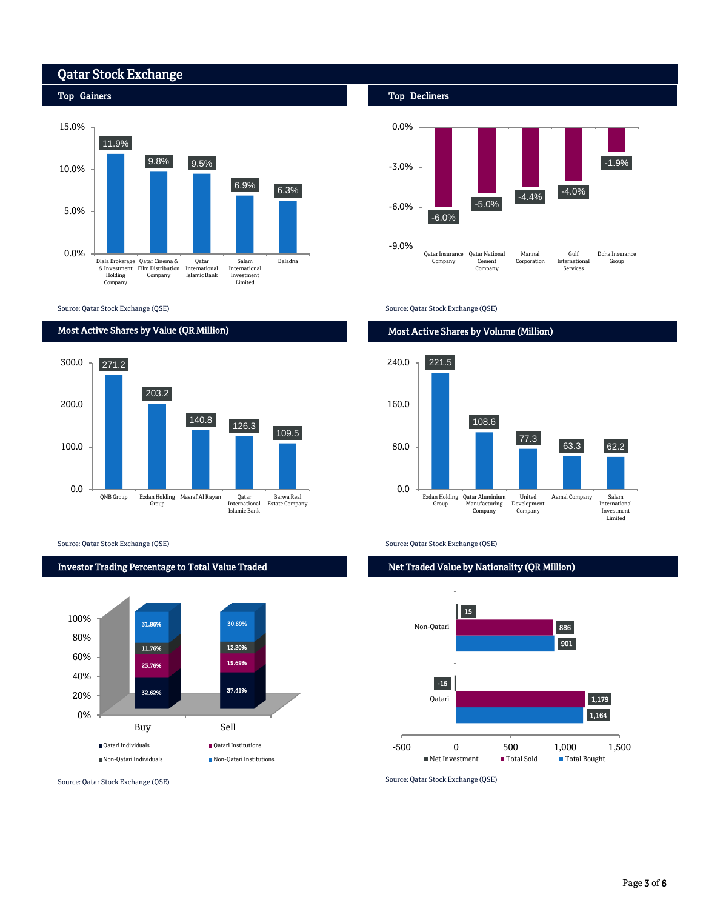# Qatar Stock Exchange

## Top Gainers

| Company | Change |
|---|---|
| Dlala Brokerage & Investment Holding Company | 11.9% |
| Qatar Cinema & Film Distribution Company | 9.8% |
| Qatar International Islamic Bank | 9.5% |
| Salam International Investment Limited | 6.9% |
| Baladna | 6.3% |

Source: Qatar Stock Exchange (QSE)

## Top Decliners

| Company | Change |
|---|---|
| Qatar Insurance Company | -6.0% |
| Qatar National Cement Company | -5.0% |
| Mannai Corporation | -4.4% |
| Gulf International Services | -4.0% |
| Doha Insurance Group | -1.9% |

Source: Qatar Stock Exchange (QSE)

## Most Active Shares by Value (QR Million)

| Company | Value |
|---|---|
| QNB Group | 271.2 |
| Ezdan Holding Group | 203.2 |
| Masraf Al Rayan | 140.8 |
| Qatar International Islamic Bank | 126.3 |
| Barwa Real Estate Company | 109.5 |

Source: Qatar Stock Exchange (QSE)

## Most Active Shares by Volume (Million)

| Company | Volume |
|---|---|
| Ezdan Holding Group | 221.5 |
| Qatar Aluminium Manufacturing Company | 108.6 |
| United Development Company | 77.3 |
| Aamal Company | 63.3 |
| Salam International Investment Limited | 62.2 |

Source: Qatar Stock Exchange (QSE)

## Investor Trading Percentage to Total Value Traded

| | Buy | Sell |
|---|---|---|
| Qatari Individuals | 32.62% | 37.41% |
| Qatari Institutions | 23.76% | 19.69% |
| Non-Qatari Individuals | 11.76% | 12.20% |
| Non-Qatari Institutions | 31.86% | 30.69% |

Source: Qatar Stock Exchange (QSE)

## Net Traded Value by Nationality (QR Million)

| | Net Investment | Total Sold | Total Bought |
|---|---|---|---|
| Non-Qatari | 15 | 886 | 901 |
| Qatari | -15 | 1,179 | 1,164 |

Source: Qatar Stock Exchange (QSE)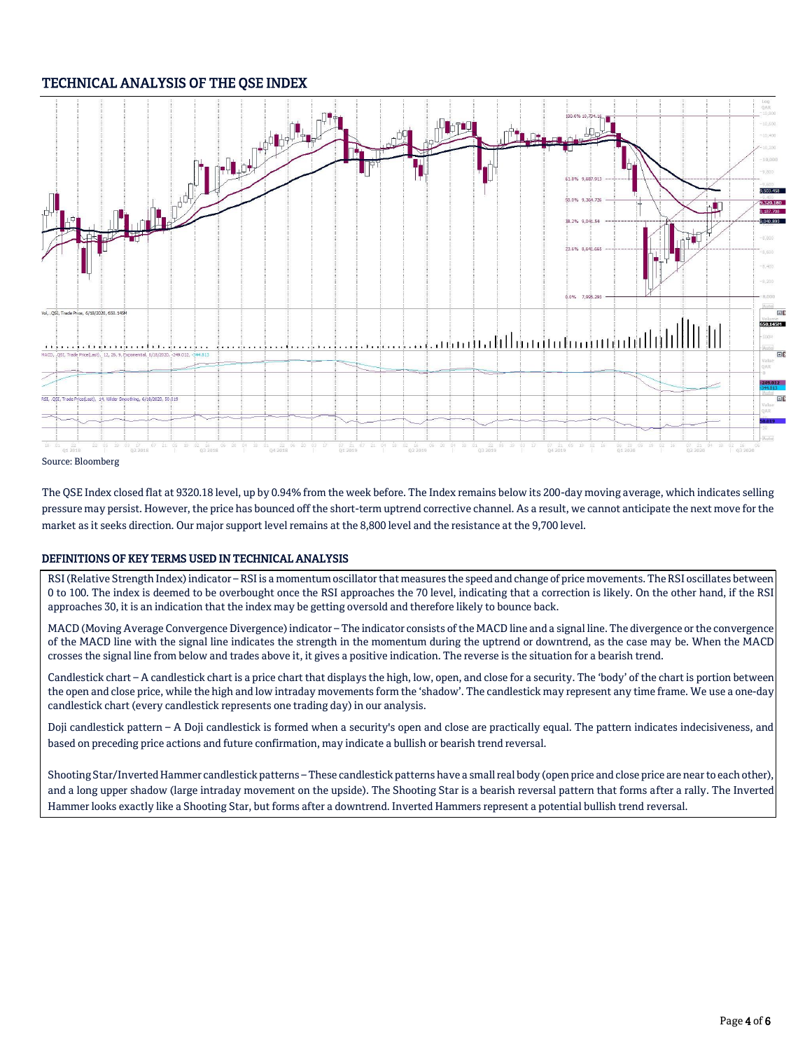## TECHNICAL ANALYSIS OF THE QSE INDEX

Source: Bloomberg

The QSE Index closed flat at 9320.18 level, up by 0.94% from the week before. The Index remains below its 200-day moving average, which indicates selling pressure may persist. However, the price has bounced off the short-term uptrend corrective channel. As a result, we cannot anticipate the next move for the market as it seeks direction. Our major support level remains at the 8,800 level and the resistance at the 9,700 level.

### DEFINITIONS OF KEY TERMS USED IN TECHNICAL ANALYSIS

RSI (Relative Strength Index) indicator – RSI is a momentum oscillator that measures the speed and change of price movements. The RSI oscillates between 0 to 100. The index is deemed to be overbought once the RSI approaches the 70 level, indicating that a correction is likely. On the other hand, if the RSI approaches 30, it is an indication that the index may be getting oversold and therefore likely to bounce back.

MACD (Moving Average Convergence Divergence) indicator – The indicator consists of the MACD line and a signal line. The divergence or the convergence of the MACD line with the signal line indicates the strength in the momentum during the uptrend or downtrend, as the case may be. When the MACD crosses the signal line from below and trades above it, it gives a positive indication. The reverse is the situation for a bearish trend.

Candlestick chart – A candlestick chart is a price chart that displays the high, low, open, and close for a security. The 'body' of the chart is portion between the open and close price, while the high and low intraday movements form the 'shadow'. The candlestick may represent any time frame. We use a one-day candlestick chart (every candlestick represents one trading day) in our analysis.

Doji candlestick pattern – A Doji candlestick is formed when a security's open and close are practically equal. The pattern indicates indecisiveness, and based on preceding price actions and future confirmation, may indicate a bullish or bearish trend reversal.

Shooting Star/Inverted Hammer candlestick patterns – These candlestick patterns have a small real body (open price and close price are near to each other), and a long upper shadow (large intraday movement on the upside). The Shooting Star is a bearish reversal pattern that forms after a rally. The Inverted Hammer looks exactly like a Shooting Star, but forms after a downtrend. Inverted Hammers represent a potential bullish trend reversal.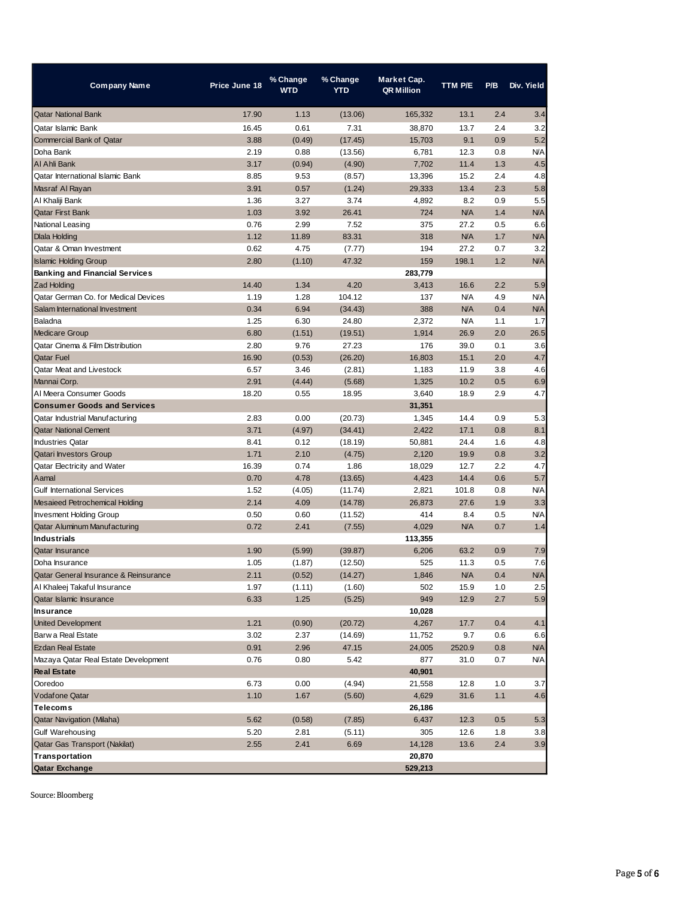| Company Name | Price June 18 | % Change WTD | % Change YTD | Market Cap. QR Million | TTM P/E | P/B | Div. Yield |
|---|---|---|---|---|---|---|---|
| Qatar National Bank | 17.90 | 1.13 | (13.06) | 165,332 | 13.1 | 2.4 | 3.4 |
| Qatar Islamic Bank | 16.45 | 0.61 | 7.31 | 38,870 | 13.7 | 2.4 | 3.2 |
| Commercial Bank of Qatar | 3.88 | (0.49) | (17.45) | 15,703 | 9.1 | 0.9 | 5.2 |
| Doha Bank | 2.19 | 0.88 | (13.56) | 6,781 | 12.3 | 0.8 | N/A |
| Al Ahli Bank | 3.17 | (0.94) | (4.90) | 7,702 | 11.4 | 1.3 | 4.5 |
| Qatar International Islamic Bank | 8.85 | 9.53 | (8.57) | 13,396 | 15.2 | 2.4 | 4.8 |
| Masraf Al Rayan | 3.91 | 0.57 | (1.24) | 29,333 | 13.4 | 2.3 | 5.8 |
| Al Khaliji Bank | 1.36 | 3.27 | 3.74 | 4,892 | 8.2 | 0.9 | 5.5 |
| Qatar First Bank | 1.03 | 3.92 | 26.41 | 724 | N/A | 1.4 | N/A |
| National Leasing | 0.76 | 2.99 | 7.52 | 375 | 27.2 | 0.5 | 6.6 |
| Dlala Holding | 1.12 | 11.89 | 83.31 | 318 | N/A | 1.7 | N/A |
| Qatar & Oman Investment | 0.62 | 4.75 | (7.77) | 194 | 27.2 | 0.7 | 3.2 |
| Islamic Holding Group | 2.80 | (1.10) | 47.32 | 159 | 198.1 | 1.2 | N/A |
| **Banking and Financial Services** | | | | **283,779** | | | |
| Zad Holding | 14.40 | 1.34 | 4.20 | 3,413 | 16.6 | 2.2 | 5.9 |
| Qatar German Co. for Medical Devices | 1.19 | 1.28 | 104.12 | 137 | N/A | 4.9 | N/A |
| Salam International Investment | 0.34 | 6.94 | (34.43) | 388 | N/A | 0.4 | N/A |
| Baladna | 1.25 | 6.30 | 24.80 | 2,372 | N/A | 1.1 | 1.7 |
| Medicare Group | 6.80 | (1.51) | (19.51) | 1,914 | 26.9 | 2.0 | 26.5 |
| Qatar Cinema & Film Distribution | 2.80 | 9.76 | 27.23 | 176 | 39.0 | 0.1 | 3.6 |
| Qatar Fuel | 16.90 | (0.53) | (26.20) | 16,803 | 15.1 | 2.0 | 4.7 |
| Qatar Meat and Livestock | 6.57 | 3.46 | (2.81) | 1,183 | 11.9 | 3.8 | 4.6 |
| Mannai Corp. | 2.91 | (4.44) | (5.68) | 1,325 | 10.2 | 0.5 | 6.9 |
| Al Meera Consumer Goods | 18.20 | 0.55 | 18.95 | 3,640 | 18.9 | 2.9 | 4.7 |
| **Consumer Goods and Services** | | | | **31,351** | | | |
| Qatar Industrial Manufacturing | 2.83 | 0.00 | (20.73) | 1,345 | 14.4 | 0.9 | 5.3 |
| Qatar National Cement | 3.71 | (4.97) | (34.41) | 2,422 | 17.1 | 0.8 | 8.1 |
| Industries Qatar | 8.41 | 0.12 | (18.19) | 50,881 | 24.4 | 1.6 | 4.8 |
| Qatari Investors Group | 1.71 | 2.10 | (4.75) | 2,120 | 19.9 | 0.8 | 3.2 |
| Qatar Electricity and Water | 16.39 | 0.74 | 1.86 | 18,029 | 12.7 | 2.2 | 4.7 |
| Aamal | 0.70 | 4.78 | (13.65) | 4,423 | 14.4 | 0.6 | 5.7 |
| Gulf International Services | 1.52 | (4.05) | (11.74) | 2,821 | 101.8 | 0.8 | N/A |
| Mesaieed Petrochemical Holding | 2.14 | 4.09 | (14.78) | 26,873 | 27.6 | 1.9 | 3.3 |
| Invesment Holding Group | 0.50 | 0.60 | (11.52) | 414 | 8.4 | 0.5 | N/A |
| Qatar Aluminum Manufacturing | 0.72 | 2.41 | (7.55) | 4,029 | N/A | 0.7 | 1.4 |
| **Industrials** | | | | **113,355** | | | |
| Qatar Insurance | 1.90 | (5.99) | (39.87) | 6,206 | 63.2 | 0.9 | 7.9 |
| Doha Insurance | 1.05 | (1.87) | (12.50) | 525 | 11.3 | 0.5 | 7.6 |
| Qatar General Insurance & Reinsurance | 2.11 | (0.52) | (14.27) | 1,846 | N/A | 0.4 | N/A |
| Al Khaleej Takaful Insurance | 1.97 | (1.11) | (1.60) | 502 | 15.9 | 1.0 | 2.5 |
| Qatar Islamic Insurance | 6.33 | 1.25 | (5.25) | 949 | 12.9 | 2.7 | 5.9 |
| **Insurance** | | | | **10,028** | | | |
| United Development | 1.21 | (0.90) | (20.72) | 4,267 | 17.7 | 0.4 | 4.1 |
| Barwa Real Estate | 3.02 | 2.37 | (14.69) | 11,752 | 9.7 | 0.6 | 6.6 |
| Ezdan Real Estate | 0.91 | 2.96 | 47.15 | 24,005 | 2520.9 | 0.8 | N/A |
| Mazaya Qatar Real Estate Development | 0.76 | 0.80 | 5.42 | 877 | 31.0 | 0.7 | N/A |
| **Real Estate** | | | | **40,901** | | | |
| Ooredoo | 6.73 | 0.00 | (4.94) | 21,558 | 12.8 | 1.0 | 3.7 |
| Vodafone Qatar | 1.10 | 1.67 | (5.60) | 4,629 | 31.6 | 1.1 | 4.6 |
| **Telecoms** | | | | **26,186** | | | |
| Qatar Navigation (Milaha) | 5.62 | (0.58) | (7.85) | 6,437 | 12.3 | 0.5 | 5.3 |
| Gulf Warehousing | 5.20 | 2.81 | (5.11) | 305 | 12.6 | 1.8 | 3.8 |
| Qatar Gas Transport (Nakilat) | 2.55 | 2.41 | 6.69 | 14,128 | 13.6 | 2.4 | 3.9 |
| **Transportation** | | | | **20,870** | | | |
| **Qatar Exchange** | | | | **529,213** | | | |

Source: Bloomberg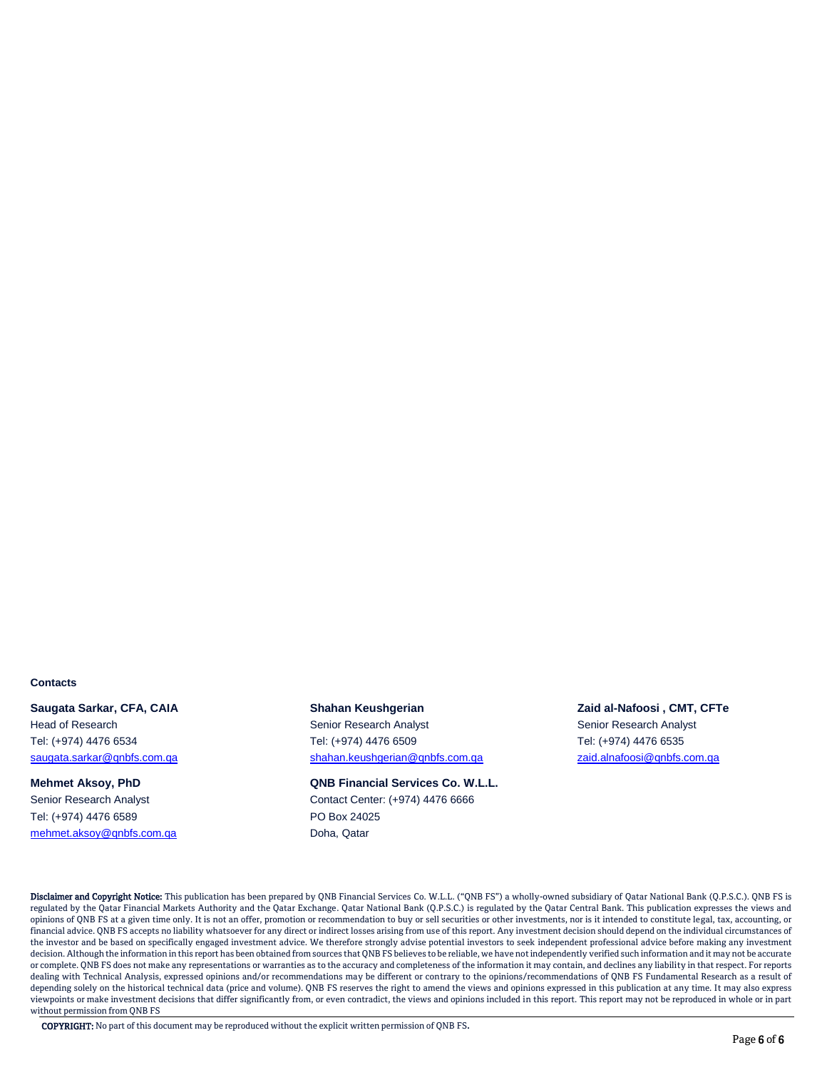**Contacts**

**Saugata Sarkar, CFA, CAIA**
Head of Research
Tel: (+974) 4476 6534
saugata.sarkar@qnbfs.com.qa

**Shahan Keushgerian**
Senior Research Analyst
Tel: (+974) 4476 6509
shahan.keushgerian@qnbfs.com.qa

**Zaid al-Nafoosi , CMT, CFTe**
Senior Research Analyst
Tel: (+974) 4476 6535
zaid.alnafoosi@qnbfs.com.qa

**Mehmet Aksoy, PhD**
Senior Research Analyst
Tel: (+974) 4476 6589
mehmet.aksoy@qnbfs.com.qa

**QNB Financial Services Co. W.L.L.**
Contact Center: (+974) 4476 6666
PO Box 24025
Doha, Qatar

**Disclaimer and Copyright Notice:** This publication has been prepared by QNB Financial Services Co. W.L.L. ("QNB FS") a wholly-owned subsidiary of Qatar National Bank (Q.P.S.C.). QNB FS is regulated by the Qatar Financial Markets Authority and the Qatar Exchange. Qatar National Bank (Q.P.S.C.) is regulated by the Qatar Central Bank. This publication expresses the views and opinions of QNB FS at a given time only. It is not an offer, promotion or recommendation to buy or sell securities or other investments, nor is it intended to constitute legal, tax, accounting, or financial advice. QNB FS accepts no liability whatsoever for any direct or indirect losses arising from use of this report. Any investment decision should depend on the individual circumstances of the investor and be based on specifically engaged investment advice. We therefore strongly advise potential investors to seek independent professional advice before making any investment decision. Although the information in this report has been obtained from sources that QNB FS believes to be reliable, we have not independently verified such information and it may not be accurate or complete. QNB FS does not make any representations or warranties as to the accuracy and completeness of the information it may contain, and declines any liability in that respect. For reports dealing with Technical Analysis, expressed opinions and/or recommendations may be different or contrary to the opinions/recommendations of QNB FS Fundamental Research as a result of depending solely on the historical technical data (price and volume). QNB FS reserves the right to amend the views and opinions expressed in this publication at any time. It may also express viewpoints or make investment decisions that differ significantly from, or even contradict, the views and opinions included in this report. This report may not be reproduced in whole or in part without permission from QNB FS

**COPYRIGHT:** No part of this document may be reproduced without the explicit written permission of QNB FS.